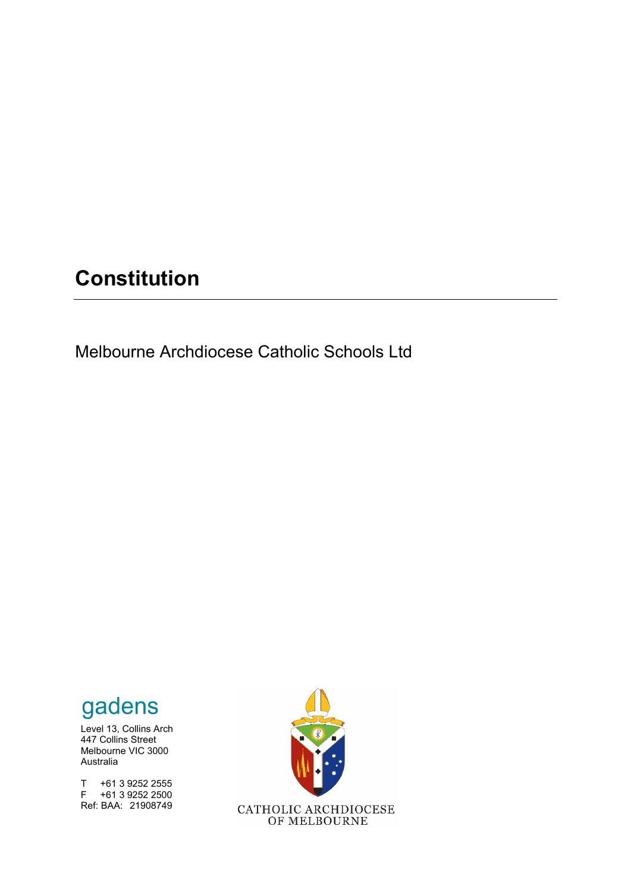# Constitution

Melbourne Archdiocese Catholic Schools Ltd

gadens

Level 13, Collins Arch
447 Collins Street
Melbourne VIC 3000
Australia

T +61 3 9252 2555
F +61 3 9252 2500
Ref: BAA: 21908749

CATHOLIC ARCHDIOCESE
OF MELBOURNE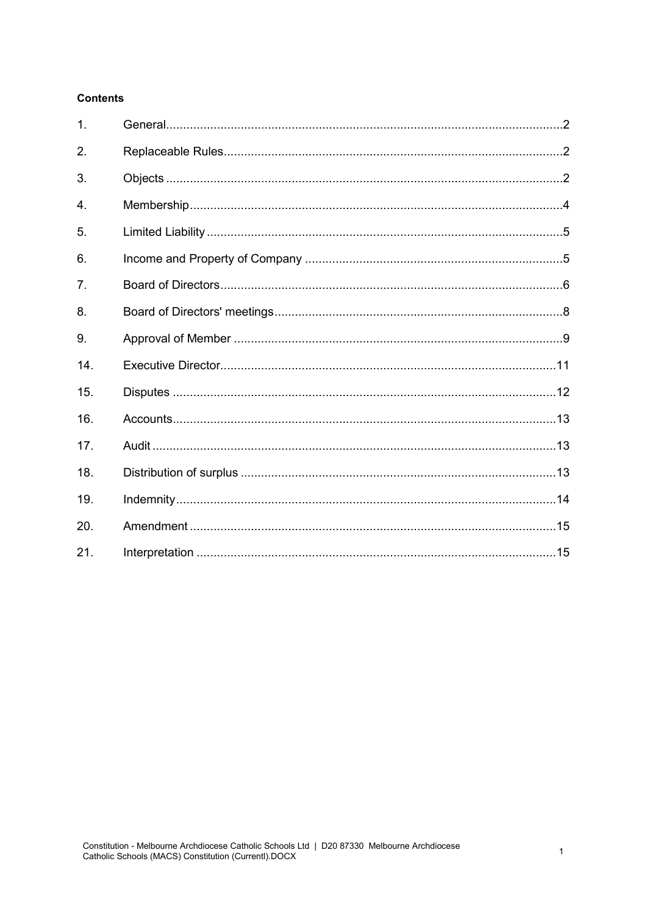**Contents**

| | | |
|---|---|---|
| 1. | General | 2 |
| 2. | Replaceable Rules | 2 |
| 3. | Objects | 2 |
| 4. | Membership | 4 |
| 5. | Limited Liability | 5 |
| 6. | Income and Property of Company | 5 |
| 7. | Board of Directors | 6 |
| 8. | Board of Directors' meetings | 8 |
| 9. | Approval of Member | 9 |
| 14. | Executive Director | 11 |
| 15. | Disputes | 12 |
| 16. | Accounts | 13 |
| 17. | Audit | 13 |
| 18. | Distribution of surplus | 13 |
| 19. | Indemnity | 14 |
| 20. | Amendment | 15 |
| 21. | Interpretation | 15 |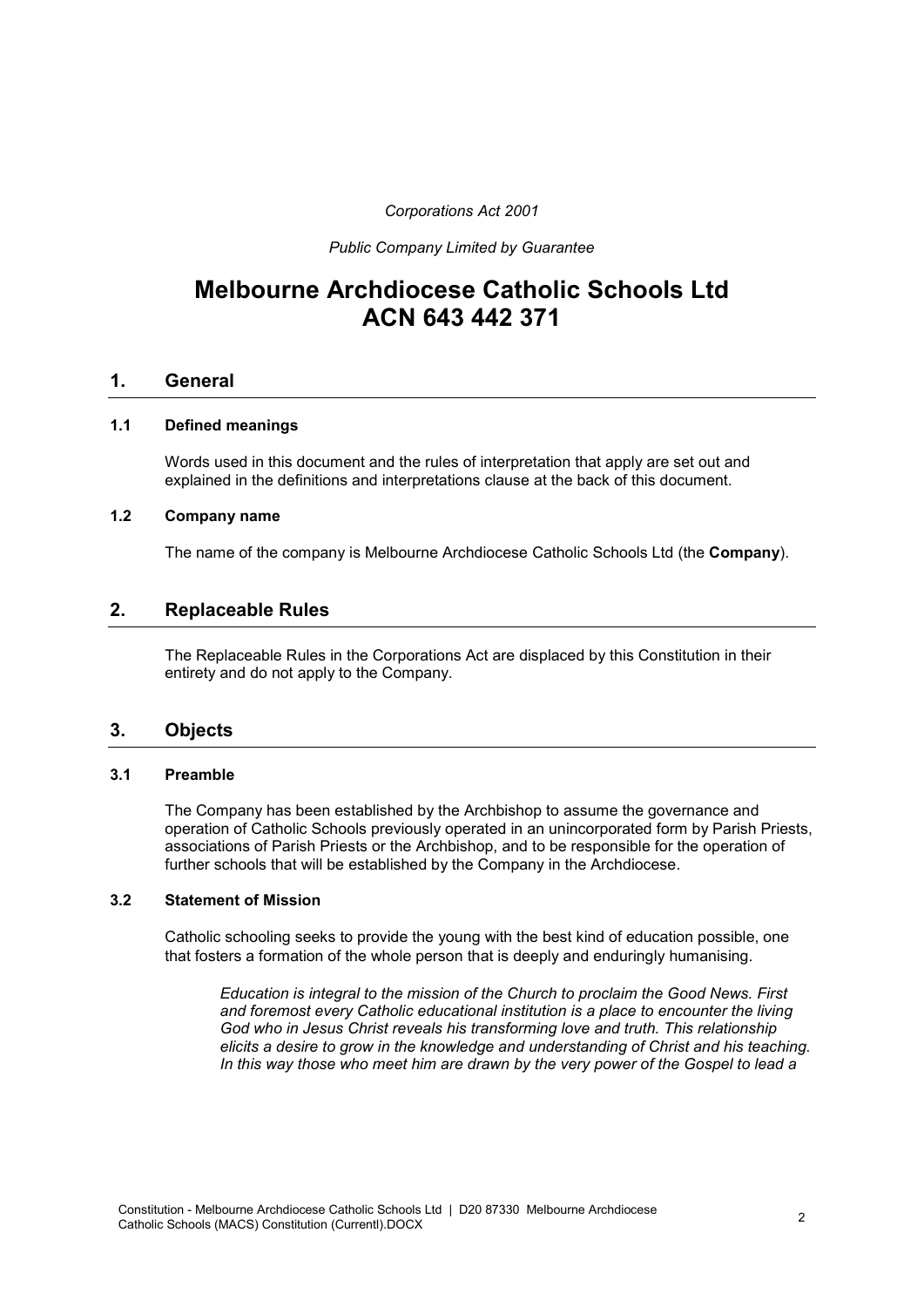*Corporations Act 2001*

*Public Company Limited by Guarantee*

# Melbourne Archdiocese Catholic Schools Ltd ACN 643 442 371

## 1. General

### 1.1 Defined meanings

Words used in this document and the rules of interpretation that apply are set out and explained in the definitions and interpretations clause at the back of this document.

### 1.2 Company name

The name of the company is Melbourne Archdiocese Catholic Schools Ltd (the **Company**).

## 2. Replaceable Rules

The Replaceable Rules in the Corporations Act are displaced by this Constitution in their entirety and do not apply to the Company.

## 3. Objects

### 3.1 Preamble

The Company has been established by the Archbishop to assume the governance and operation of Catholic Schools previously operated in an unincorporated form by Parish Priests, associations of Parish Priests or the Archbishop, and to be responsible for the operation of further schools that will be established by the Company in the Archdiocese.

### 3.2 Statement of Mission

Catholic schooling seeks to provide the young with the best kind of education possible, one that fosters a formation of the whole person that is deeply and enduringly humanising.

> *Education is integral to the mission of the Church to proclaim the Good News. First and foremost every Catholic educational institution is a place to encounter the living God who in Jesus Christ reveals his transforming love and truth. This relationship elicits a desire to grow in the knowledge and understanding of Christ and his teaching. In this way those who meet him are drawn by the very power of the Gospel to lead a*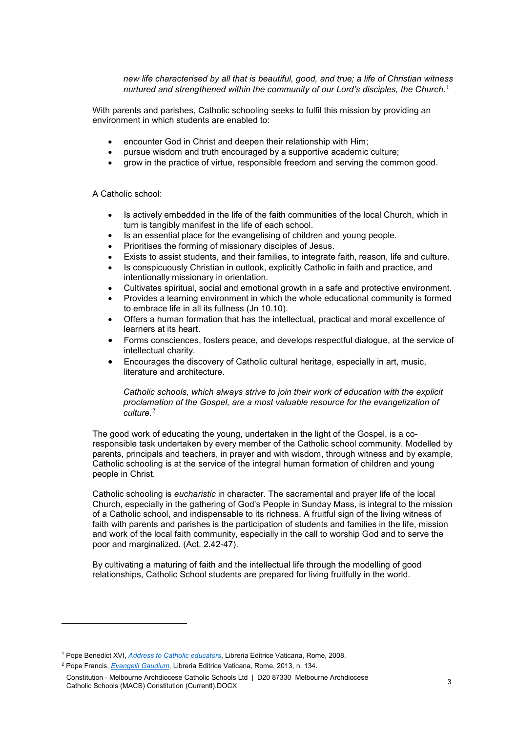*new life characterised by all that is beautiful, good, and true; a life of Christian witness nurtured and strengthened within the community of our Lord's disciples, the Church.*[1]

With parents and parishes, Catholic schooling seeks to fulfil this mission by providing an environment in which students are enabled to:

- encounter God in Christ and deepen their relationship with Him;
- pursue wisdom and truth encouraged by a supportive academic culture;
- grow in the practice of virtue, responsible freedom and serving the common good.

A Catholic school:

- Is actively embedded in the life of the faith communities of the local Church, which in turn is tangibly manifest in the life of each school.
- Is an essential place for the evangelising of children and young people.
- Prioritises the forming of missionary disciples of Jesus.
- Exists to assist students, and their families, to integrate faith, reason, life and culture.
- Is conspicuously Christian in outlook, explicitly Catholic in faith and practice, and intentionally missionary in orientation.
- Cultivates spiritual, social and emotional growth in a safe and protective environment.
- Provides a learning environment in which the whole educational community is formed to embrace life in all its fullness (Jn 10.10).
- Offers a human formation that has the intellectual, practical and moral excellence of learners at its heart.
- Forms consciences, fosters peace, and develops respectful dialogue, at the service of intellectual charity.
- Encourages the discovery of Catholic cultural heritage, especially in art, music, literature and architecture.

*Catholic schools, which always strive to join their work of education with the explicit proclamation of the Gospel, are a most valuable resource for the evangelization of culture.*[2]

The good work of educating the young, undertaken in the light of the Gospel, is a co-responsible task undertaken by every member of the Catholic school community. Modelled by parents, principals and teachers, in prayer and with wisdom, through witness and by example, Catholic schooling is at the service of the integral human formation of children and young people in Christ.

Catholic schooling is *eucharistic* in character. The sacramental and prayer life of the local Church, especially in the gathering of God's People in Sunday Mass, is integral to the mission of a Catholic school, and indispensable to its richness. A fruitful sign of the living witness of faith with parents and parishes is the participation of students and families in the life, mission and work of the local faith community, especially in the call to worship God and to serve the poor and marginalized. (Act. 2.42-47).

By cultivating a maturing of faith and the intellectual life through the modelling of good relationships, Catholic School students are prepared for living fruitfully in the world.

---

[1] Pope Benedict XVI, *Address to Catholic educators*, Libreria Editrice Vaticana, Rome, 2008.

[2] Pope Francis, *Evangelii Gaudium*, Libreria Editrice Vaticana, Rome, 2013, n. 134.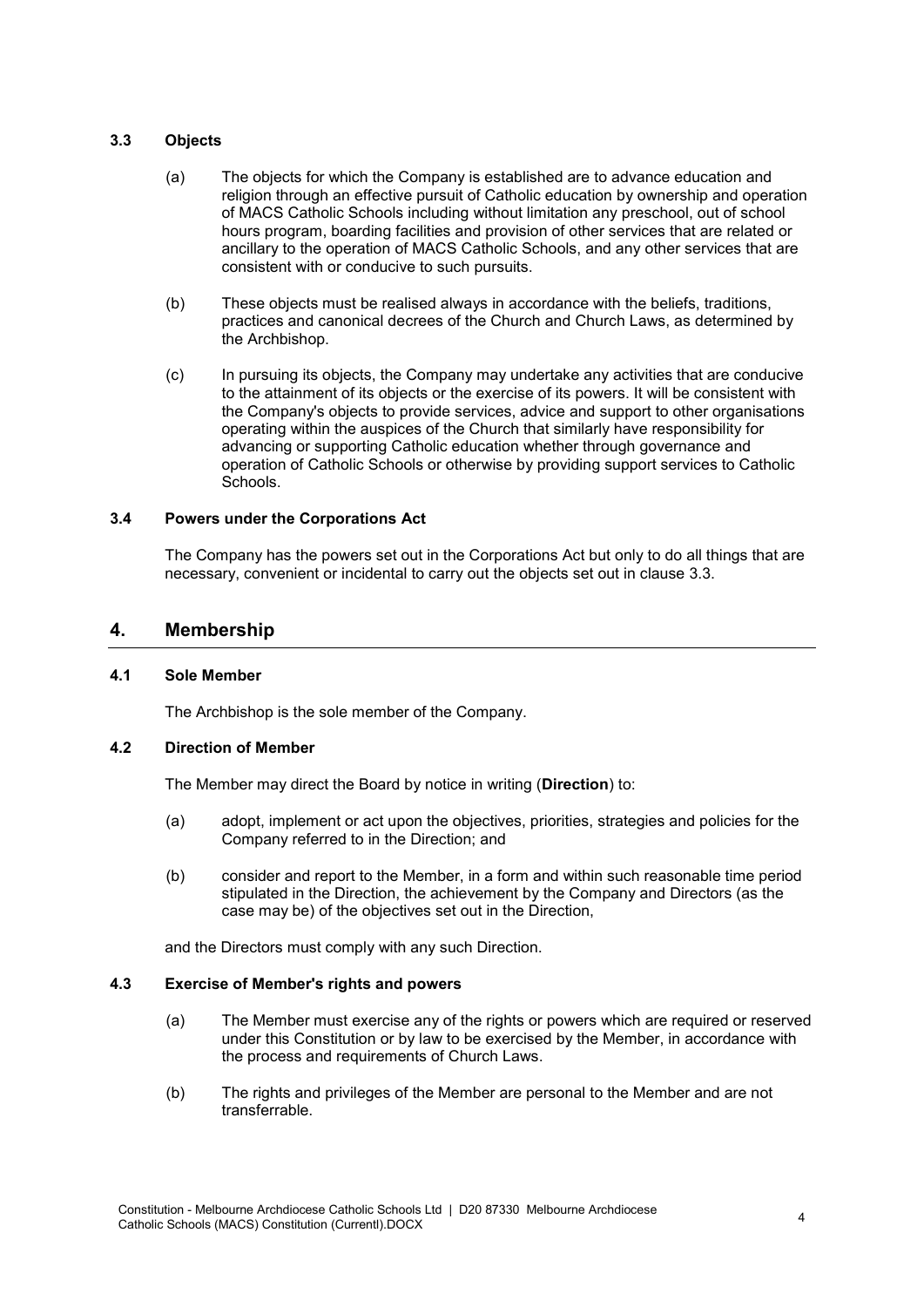### 3.3 Objects

(a) The objects for which the Company is established are to advance education and religion through an effective pursuit of Catholic education by ownership and operation of MACS Catholic Schools including without limitation any preschool, out of school hours program, boarding facilities and provision of other services that are related or ancillary to the operation of MACS Catholic Schools, and any other services that are consistent with or conducive to such pursuits.

(b) These objects must be realised always in accordance with the beliefs, traditions, practices and canonical decrees of the Church and Church Laws, as determined by the Archbishop.

(c) In pursuing its objects, the Company may undertake any activities that are conducive to the attainment of its objects or the exercise of its powers. It will be consistent with the Company's objects to provide services, advice and support to other organisations operating within the auspices of the Church that similarly have responsibility for advancing or supporting Catholic education whether through governance and operation of Catholic Schools or otherwise by providing support services to Catholic Schools.

### 3.4 Powers under the Corporations Act

The Company has the powers set out in the Corporations Act but only to do all things that are necessary, convenient or incidental to carry out the objects set out in clause 3.3.

## 4. Membership

### 4.1 Sole Member

The Archbishop is the sole member of the Company.

### 4.2 Direction of Member

The Member may direct the Board by notice in writing (**Direction**) to:

(a) adopt, implement or act upon the objectives, priorities, strategies and policies for the Company referred to in the Direction; and

(b) consider and report to the Member, in a form and within such reasonable time period stipulated in the Direction, the achievement by the Company and Directors (as the case may be) of the objectives set out in the Direction,

and the Directors must comply with any such Direction.

### 4.3 Exercise of Member's rights and powers

(a) The Member must exercise any of the rights or powers which are required or reserved under this Constitution or by law to be exercised by the Member, in accordance with the process and requirements of Church Laws.

(b) The rights and privileges of the Member are personal to the Member and are not transferrable.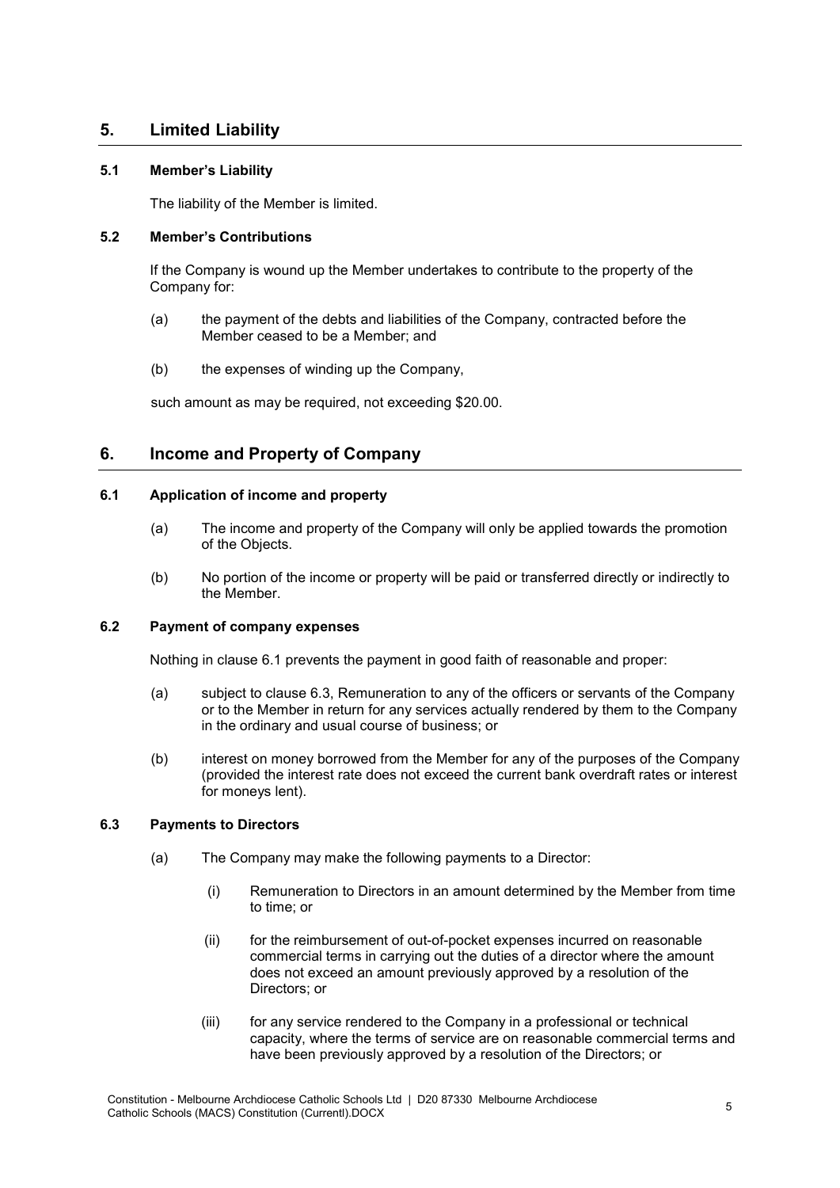## 5. Limited Liability

### 5.1 Member's Liability

The liability of the Member is limited.

### 5.2 Member's Contributions

If the Company is wound up the Member undertakes to contribute to the property of the Company for:

(a) the payment of the debts and liabilities of the Company, contracted before the Member ceased to be a Member; and

(b) the expenses of winding up the Company,

such amount as may be required, not exceeding $20.00.

## 6. Income and Property of Company

### 6.1 Application of income and property

(a) The income and property of the Company will only be applied towards the promotion of the Objects.

(b) No portion of the income or property will be paid or transferred directly or indirectly to the Member.

### 6.2 Payment of company expenses

Nothing in clause 6.1 prevents the payment in good faith of reasonable and proper:

(a) subject to clause 6.3, Remuneration to any of the officers or servants of the Company or to the Member in return for any services actually rendered by them to the Company in the ordinary and usual course of business; or

(b) interest on money borrowed from the Member for any of the purposes of the Company (provided the interest rate does not exceed the current bank overdraft rates or interest for moneys lent).

### 6.3 Payments to Directors

(a) The Company may make the following payments to a Director:

(i) Remuneration to Directors in an amount determined by the Member from time to time; or

(ii) for the reimbursement of out-of-pocket expenses incurred on reasonable commercial terms in carrying out the duties of a director where the amount does not exceed an amount previously approved by a resolution of the Directors; or

(iii) for any service rendered to the Company in a professional or technical capacity, where the terms of service are on reasonable commercial terms and have been previously approved by a resolution of the Directors; or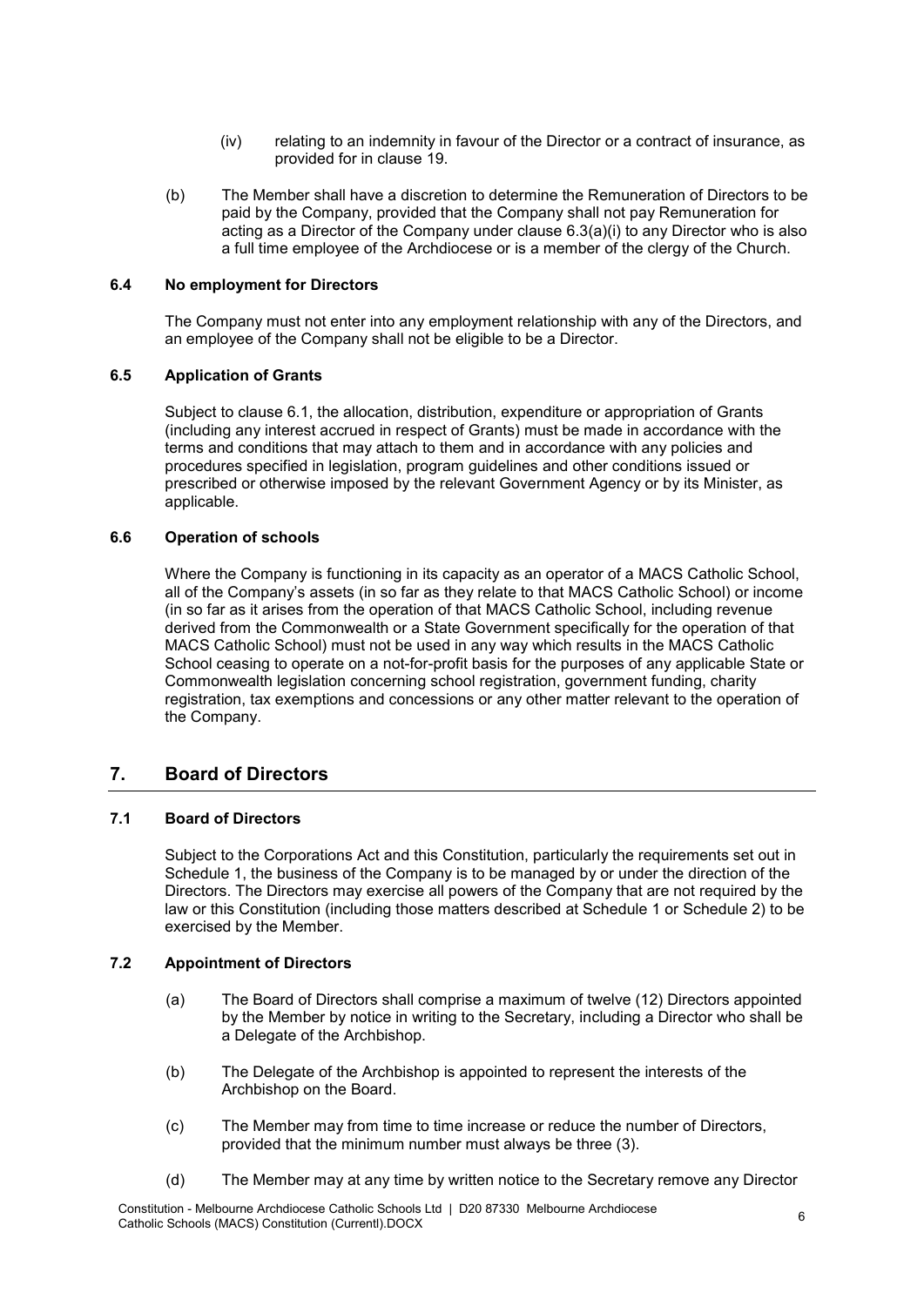(iv) relating to an indemnity in favour of the Director or a contract of insurance, as provided for in clause 19.

(b) The Member shall have a discretion to determine the Remuneration of Directors to be paid by the Company, provided that the Company shall not pay Remuneration for acting as a Director of the Company under clause 6.3(a)(i) to any Director who is also a full time employee of the Archdiocese or is a member of the clergy of the Church.

### 6.4 No employment for Directors

The Company must not enter into any employment relationship with any of the Directors, and an employee of the Company shall not be eligible to be a Director.

### 6.5 Application of Grants

Subject to clause 6.1, the allocation, distribution, expenditure or appropriation of Grants (including any interest accrued in respect of Grants) must be made in accordance with the terms and conditions that may attach to them and in accordance with any policies and procedures specified in legislation, program guidelines and other conditions issued or prescribed or otherwise imposed by the relevant Government Agency or by its Minister, as applicable.

### 6.6 Operation of schools

Where the Company is functioning in its capacity as an operator of a MACS Catholic School, all of the Company's assets (in so far as they relate to that MACS Catholic School) or income (in so far as it arises from the operation of that MACS Catholic School, including revenue derived from the Commonwealth or a State Government specifically for the operation of that MACS Catholic School) must not be used in any way which results in the MACS Catholic School ceasing to operate on a not-for-profit basis for the purposes of any applicable State or Commonwealth legislation concerning school registration, government funding, charity registration, tax exemptions and concessions or any other matter relevant to the operation of the Company.

## 7. Board of Directors

### 7.1 Board of Directors

Subject to the Corporations Act and this Constitution, particularly the requirements set out in Schedule 1, the business of the Company is to be managed by or under the direction of the Directors. The Directors may exercise all powers of the Company that are not required by the law or this Constitution (including those matters described at Schedule 1 or Schedule 2) to be exercised by the Member.

### 7.2 Appointment of Directors

(a) The Board of Directors shall comprise a maximum of twelve (12) Directors appointed by the Member by notice in writing to the Secretary, including a Director who shall be a Delegate of the Archbishop.

(b) The Delegate of the Archbishop is appointed to represent the interests of the Archbishop on the Board.

(c) The Member may from time to time increase or reduce the number of Directors, provided that the minimum number must always be three (3).

(d) The Member may at any time by written notice to the Secretary remove any Director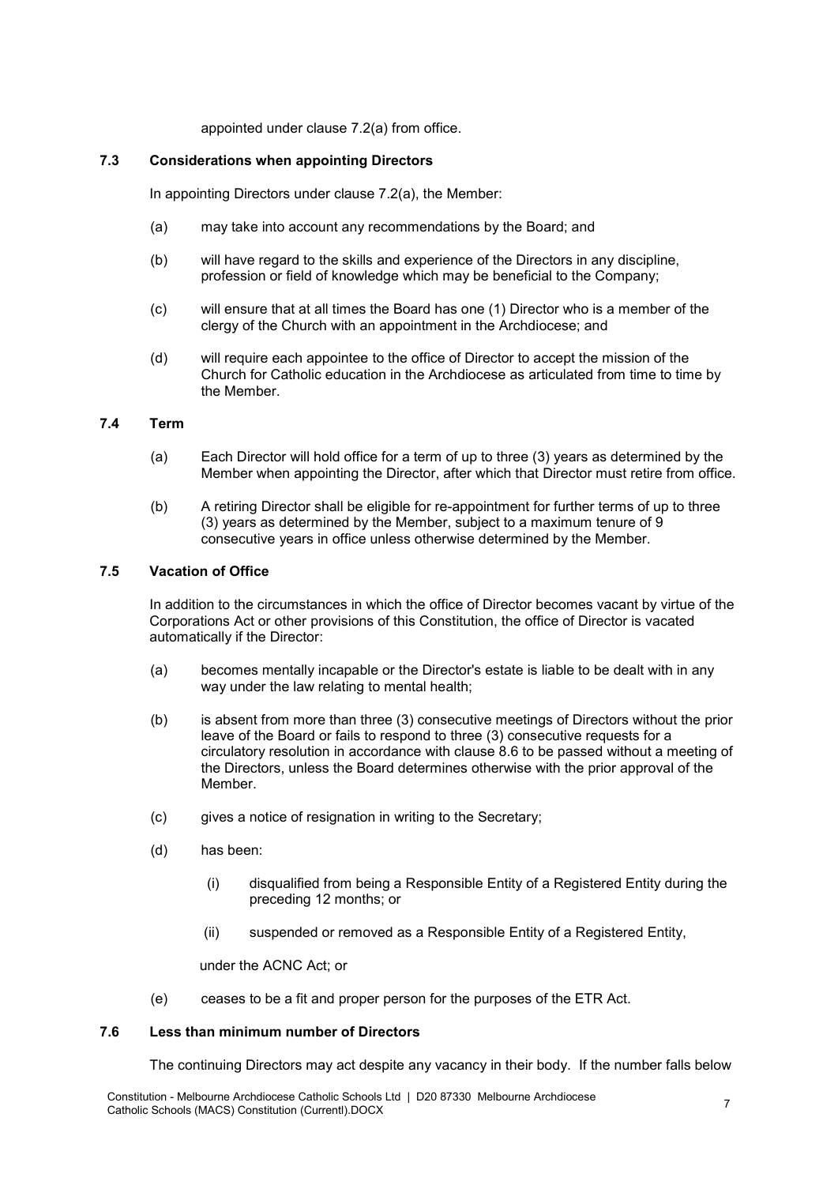appointed under clause 7.2(a) from office.

### 7.3 Considerations when appointing Directors

In appointing Directors under clause 7.2(a), the Member:

(a) may take into account any recommendations by the Board; and

(b) will have regard to the skills and experience of the Directors in any discipline, profession or field of knowledge which may be beneficial to the Company;

(c) will ensure that at all times the Board has one (1) Director who is a member of the clergy of the Church with an appointment in the Archdiocese; and

(d) will require each appointee to the office of Director to accept the mission of the Church for Catholic education in the Archdiocese as articulated from time to time by the Member.

### 7.4 Term

(a) Each Director will hold office for a term of up to three (3) years as determined by the Member when appointing the Director, after which that Director must retire from office.

(b) A retiring Director shall be eligible for re-appointment for further terms of up to three (3) years as determined by the Member, subject to a maximum tenure of 9 consecutive years in office unless otherwise determined by the Member.

### 7.5 Vacation of Office

In addition to the circumstances in which the office of Director becomes vacant by virtue of the Corporations Act or other provisions of this Constitution, the office of Director is vacated automatically if the Director:

(a) becomes mentally incapable or the Director's estate is liable to be dealt with in any way under the law relating to mental health;

(b) is absent from more than three (3) consecutive meetings of Directors without the prior leave of the Board or fails to respond to three (3) consecutive requests for a circulatory resolution in accordance with clause 8.6 to be passed without a meeting of the Directors, unless the Board determines otherwise with the prior approval of the Member.

(c) gives a notice of resignation in writing to the Secretary;

(d) has been:

(i) disqualified from being a Responsible Entity of a Registered Entity during the preceding 12 months; or

(ii) suspended or removed as a Responsible Entity of a Registered Entity,

under the ACNC Act; or

(e) ceases to be a fit and proper person for the purposes of the ETR Act.

### 7.6 Less than minimum number of Directors

The continuing Directors may act despite any vacancy in their body. If the number falls below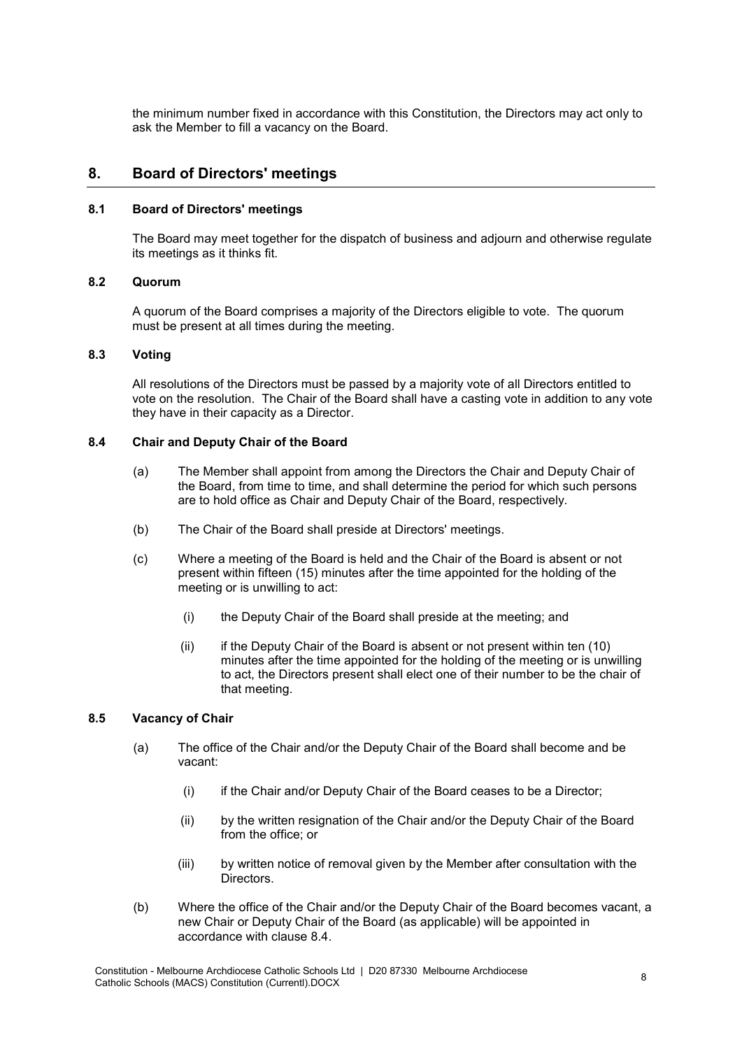the minimum number fixed in accordance with this Constitution, the Directors may act only to ask the Member to fill a vacancy on the Board.

## 8. Board of Directors' meetings

### 8.1 Board of Directors' meetings

The Board may meet together for the dispatch of business and adjourn and otherwise regulate its meetings as it thinks fit.

### 8.2 Quorum

A quorum of the Board comprises a majority of the Directors eligible to vote. The quorum must be present at all times during the meeting.

### 8.3 Voting

All resolutions of the Directors must be passed by a majority vote of all Directors entitled to vote on the resolution. The Chair of the Board shall have a casting vote in addition to any vote they have in their capacity as a Director.

### 8.4 Chair and Deputy Chair of the Board

(a) The Member shall appoint from among the Directors the Chair and Deputy Chair of the Board, from time to time, and shall determine the period for which such persons are to hold office as Chair and Deputy Chair of the Board, respectively.

(b) The Chair of the Board shall preside at Directors' meetings.

(c) Where a meeting of the Board is held and the Chair of the Board is absent or not present within fifteen (15) minutes after the time appointed for the holding of the meeting or is unwilling to act:

(i) the Deputy Chair of the Board shall preside at the meeting; and

(ii) if the Deputy Chair of the Board is absent or not present within ten (10) minutes after the time appointed for the holding of the meeting or is unwilling to act, the Directors present shall elect one of their number to be the chair of that meeting.

### 8.5 Vacancy of Chair

(a) The office of the Chair and/or the Deputy Chair of the Board shall become and be vacant:

(i) if the Chair and/or Deputy Chair of the Board ceases to be a Director;

(ii) by the written resignation of the Chair and/or the Deputy Chair of the Board from the office; or

(iii) by written notice of removal given by the Member after consultation with the Directors.

(b) Where the office of the Chair and/or the Deputy Chair of the Board becomes vacant, a new Chair or Deputy Chair of the Board (as applicable) will be appointed in accordance with clause 8.4.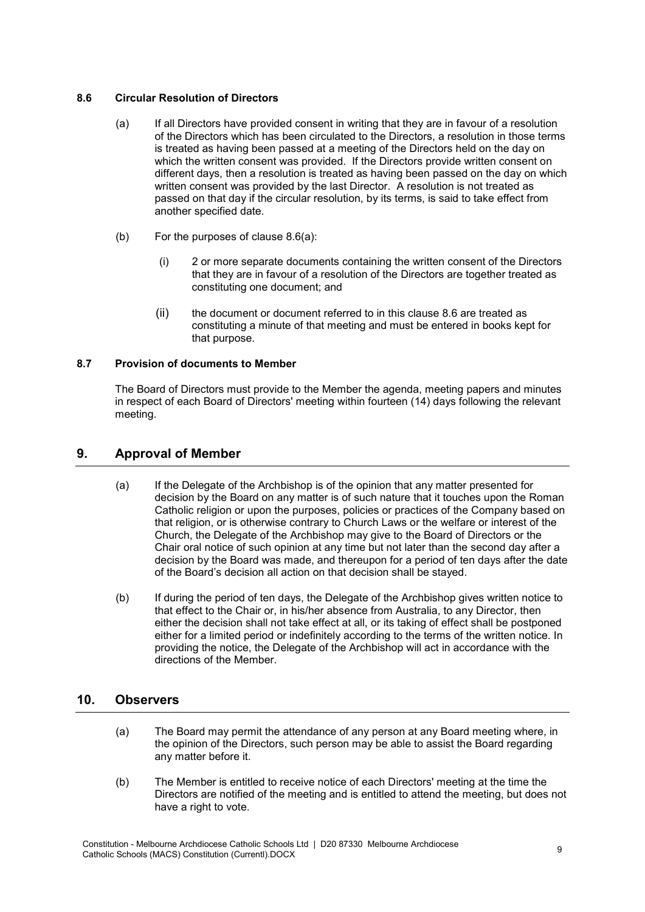### 8.6 Circular Resolution of Directors

(a) If all Directors have provided consent in writing that they are in favour of a resolution of the Directors which has been circulated to the Directors, a resolution in those terms is treated as having been passed at a meeting of the Directors held on the day on which the written consent was provided. If the Directors provide written consent on different days, then a resolution is treated as having been passed on the day on which written consent was provided by the last Director. A resolution is not treated as passed on that day if the circular resolution, by its terms, is said to take effect from another specified date.

(b) For the purposes of clause 8.6(a):

(i) 2 or more separate documents containing the written consent of the Directors that they are in favour of a resolution of the Directors are together treated as constituting one document; and

(ii) the document or document referred to in this clause 8.6 are treated as constituting a minute of that meeting and must be entered in books kept for that purpose.

### 8.7 Provision of documents to Member

The Board of Directors must provide to the Member the agenda, meeting papers and minutes in respect of each Board of Directors' meeting within fourteen (14) days following the relevant meeting.

## 9. Approval of Member

(a) If the Delegate of the Archbishop is of the opinion that any matter presented for decision by the Board on any matter is of such nature that it touches upon the Roman Catholic religion or upon the purposes, policies or practices of the Company based on that religion, or is otherwise contrary to Church Laws or the welfare or interest of the Church, the Delegate of the Archbishop may give to the Board of Directors or the Chair oral notice of such opinion at any time but not later than the second day after a decision by the Board was made, and thereupon for a period of ten days after the date of the Board's decision all action on that decision shall be stayed.

(b) If during the period of ten days, the Delegate of the Archbishop gives written notice to that effect to the Chair or, in his/her absence from Australia, to any Director, then either the decision shall not take effect at all, or its taking of effect shall be postponed either for a limited period or indefinitely according to the terms of the written notice. In providing the notice, the Delegate of the Archbishop will act in accordance with the directions of the Member.

## 10. Observers

(a) The Board may permit the attendance of any person at any Board meeting where, in the opinion of the Directors, such person may be able to assist the Board regarding any matter before it.

(b) The Member is entitled to receive notice of each Directors' meeting at the time the Directors are notified of the meeting and is entitled to attend the meeting, but does not have a right to vote.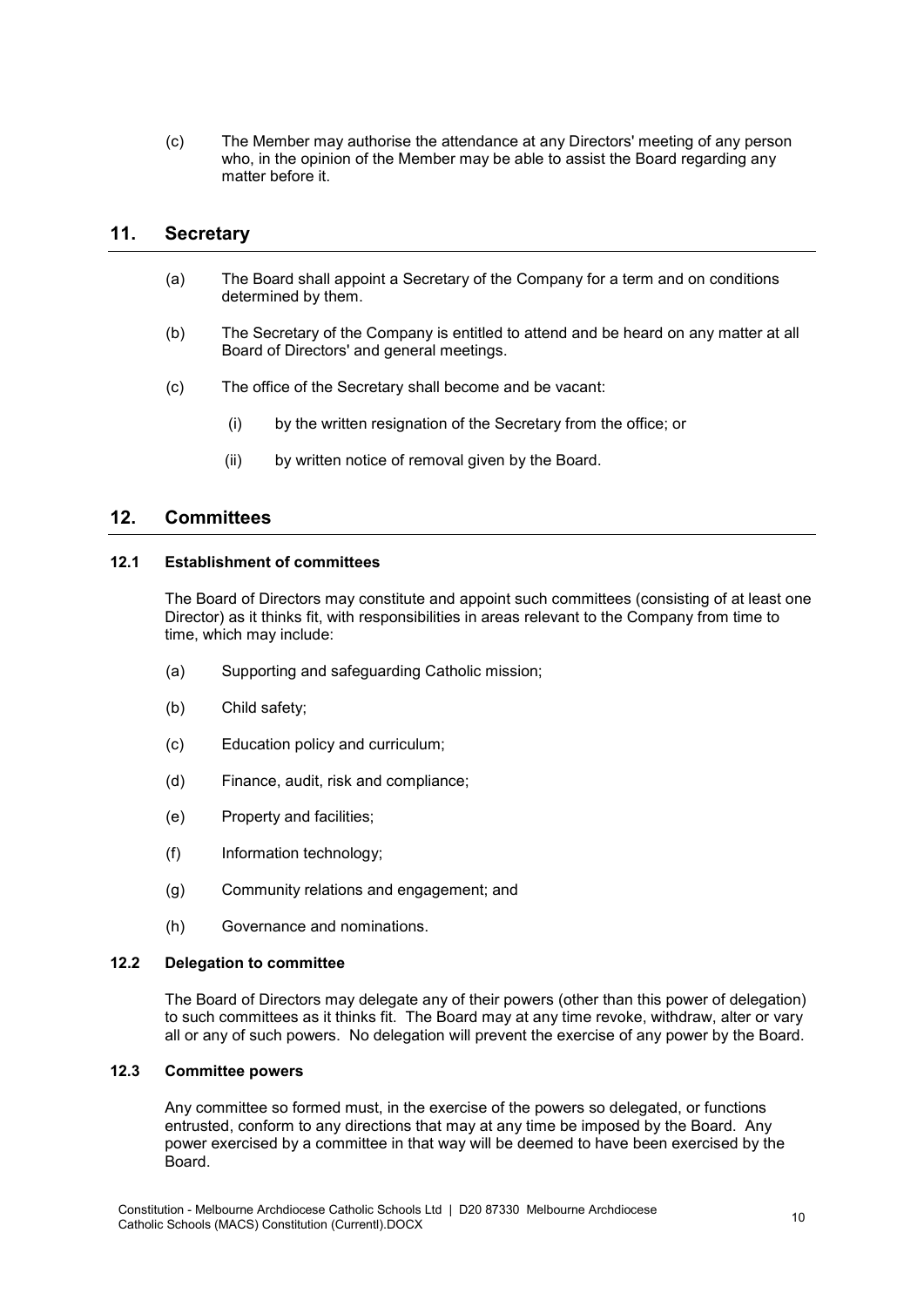(c) The Member may authorise the attendance at any Directors' meeting of any person who, in the opinion of the Member may be able to assist the Board regarding any matter before it.

## 11. Secretary

(a) The Board shall appoint a Secretary of the Company for a term and on conditions determined by them.

(b) The Secretary of the Company is entitled to attend and be heard on any matter at all Board of Directors' and general meetings.

(c) The office of the Secretary shall become and be vacant:

  (i) by the written resignation of the Secretary from the office; or

  (ii) by written notice of removal given by the Board.

## 12. Committees

### 12.1 Establishment of committees

The Board of Directors may constitute and appoint such committees (consisting of at least one Director) as it thinks fit, with responsibilities in areas relevant to the Company from time to time, which may include:

(a) Supporting and safeguarding Catholic mission;

(b) Child safety;

(c) Education policy and curriculum;

(d) Finance, audit, risk and compliance;

(e) Property and facilities;

(f) Information technology;

(g) Community relations and engagement; and

(h) Governance and nominations.

### 12.2 Delegation to committee

The Board of Directors may delegate any of their powers (other than this power of delegation) to such committees as it thinks fit. The Board may at any time revoke, withdraw, alter or vary all or any of such powers. No delegation will prevent the exercise of any power by the Board.

### 12.3 Committee powers

Any committee so formed must, in the exercise of the powers so delegated, or functions entrusted, conform to any directions that may at any time be imposed by the Board. Any power exercised by a committee in that way will be deemed to have been exercised by the Board.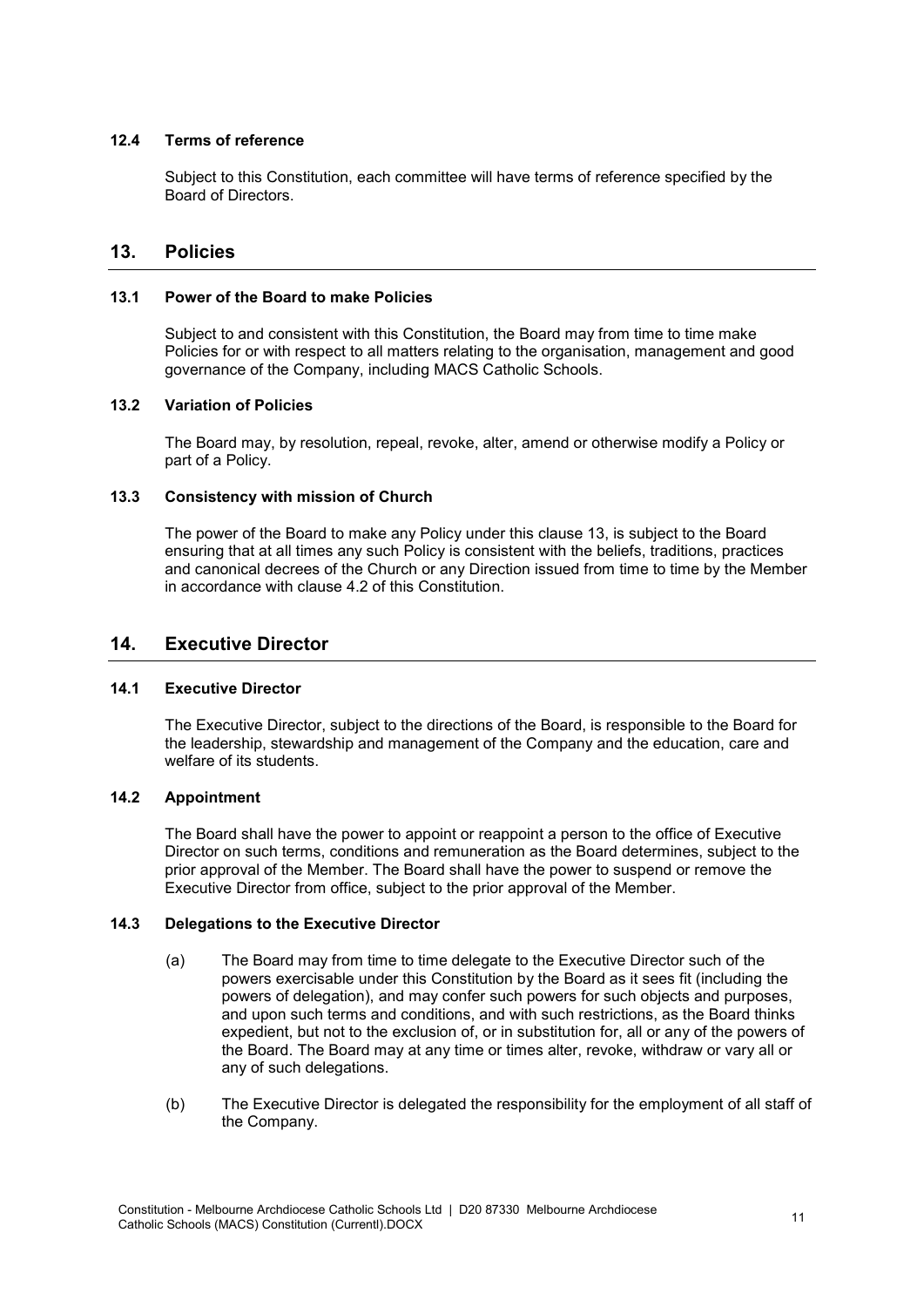### 12.4 Terms of reference

Subject to this Constitution, each committee will have terms of reference specified by the Board of Directors.

## 13. Policies

### 13.1 Power of the Board to make Policies

Subject to and consistent with this Constitution, the Board may from time to time make Policies for or with respect to all matters relating to the organisation, management and good governance of the Company, including MACS Catholic Schools.

### 13.2 Variation of Policies

The Board may, by resolution, repeal, revoke, alter, amend or otherwise modify a Policy or part of a Policy.

### 13.3 Consistency with mission of Church

The power of the Board to make any Policy under this clause 13, is subject to the Board ensuring that at all times any such Policy is consistent with the beliefs, traditions, practices and canonical decrees of the Church or any Direction issued from time to time by the Member in accordance with clause 4.2 of this Constitution.

## 14. Executive Director

### 14.1 Executive Director

The Executive Director, subject to the directions of the Board, is responsible to the Board for the leadership, stewardship and management of the Company and the education, care and welfare of its students.

### 14.2 Appointment

The Board shall have the power to appoint or reappoint a person to the office of Executive Director on such terms, conditions and remuneration as the Board determines, subject to the prior approval of the Member. The Board shall have the power to suspend or remove the Executive Director from office, subject to the prior approval of the Member.

### 14.3 Delegations to the Executive Director

(a) The Board may from time to time delegate to the Executive Director such of the powers exercisable under this Constitution by the Board as it sees fit (including the powers of delegation), and may confer such powers for such objects and purposes, and upon such terms and conditions, and with such restrictions, as the Board thinks expedient, but not to the exclusion of, or in substitution for, all or any of the powers of the Board. The Board may at any time or times alter, revoke, withdraw or vary all or any of such delegations.

(b) The Executive Director is delegated the responsibility for the employment of all staff of the Company.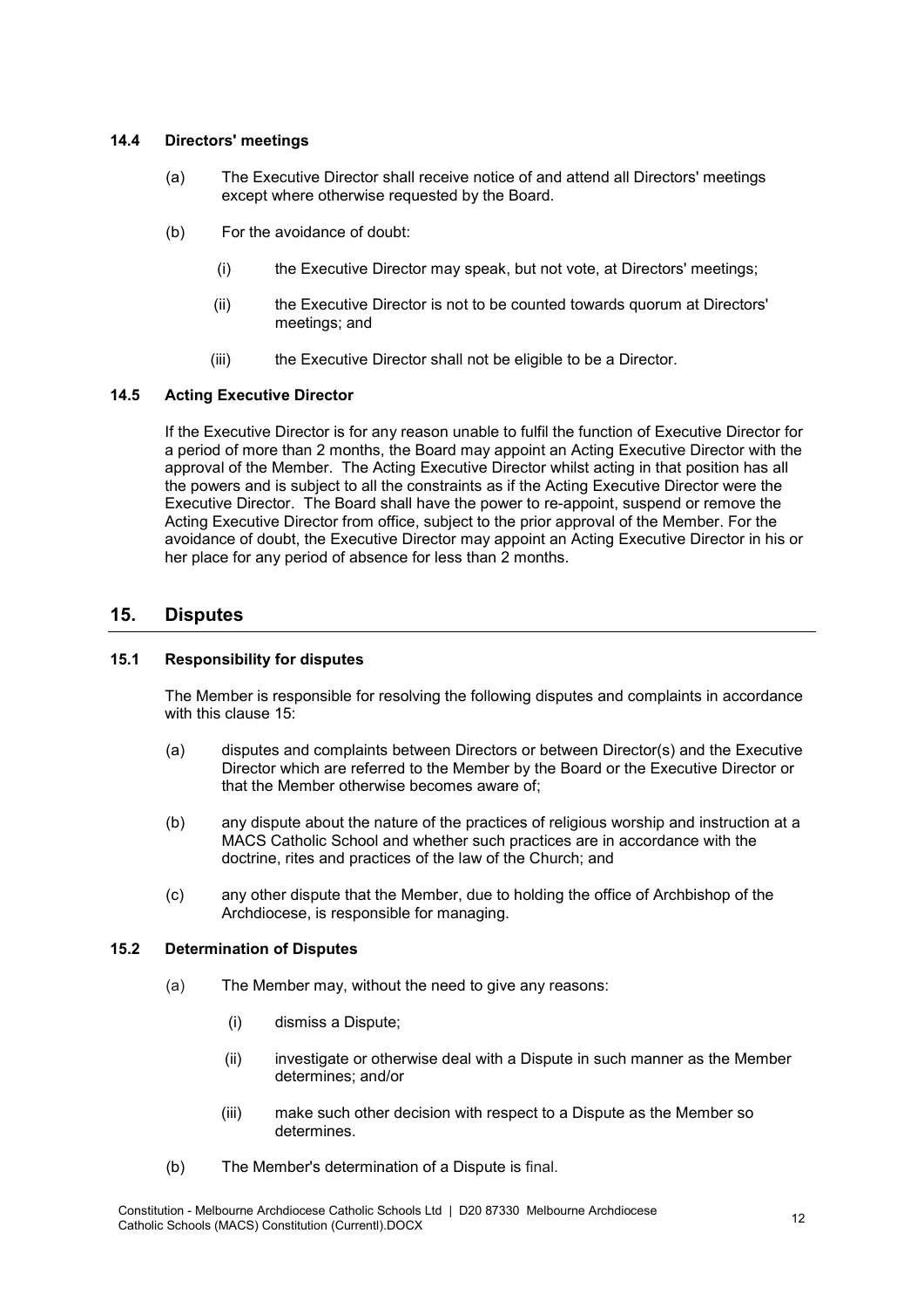### 14.4 Directors' meetings

(a) The Executive Director shall receive notice of and attend all Directors' meetings except where otherwise requested by the Board.

(b) For the avoidance of doubt:

(i) the Executive Director may speak, but not vote, at Directors' meetings;

(ii) the Executive Director is not to be counted towards quorum at Directors' meetings; and

(iii) the Executive Director shall not be eligible to be a Director.

### 14.5 Acting Executive Director

If the Executive Director is for any reason unable to fulfil the function of Executive Director for a period of more than 2 months, the Board may appoint an Acting Executive Director with the approval of the Member. The Acting Executive Director whilst acting in that position has all the powers and is subject to all the constraints as if the Acting Executive Director were the Executive Director. The Board shall have the power to re-appoint, suspend or remove the Acting Executive Director from office, subject to the prior approval of the Member. For the avoidance of doubt, the Executive Director may appoint an Acting Executive Director in his or her place for any period of absence for less than 2 months.

## 15. Disputes

### 15.1 Responsibility for disputes

The Member is responsible for resolving the following disputes and complaints in accordance with this clause 15:

(a) disputes and complaints between Directors or between Director(s) and the Executive Director which are referred to the Member by the Board or the Executive Director or that the Member otherwise becomes aware of;

(b) any dispute about the nature of the practices of religious worship and instruction at a MACS Catholic School and whether such practices are in accordance with the doctrine, rites and practices of the law of the Church; and

(c) any other dispute that the Member, due to holding the office of Archbishop of the Archdiocese, is responsible for managing.

### 15.2 Determination of Disputes

(a) The Member may, without the need to give any reasons:

(i) dismiss a Dispute;

(ii) investigate or otherwise deal with a Dispute in such manner as the Member determines; and/or

(iii) make such other decision with respect to a Dispute as the Member so determines.

(b) The Member's determination of a Dispute is final.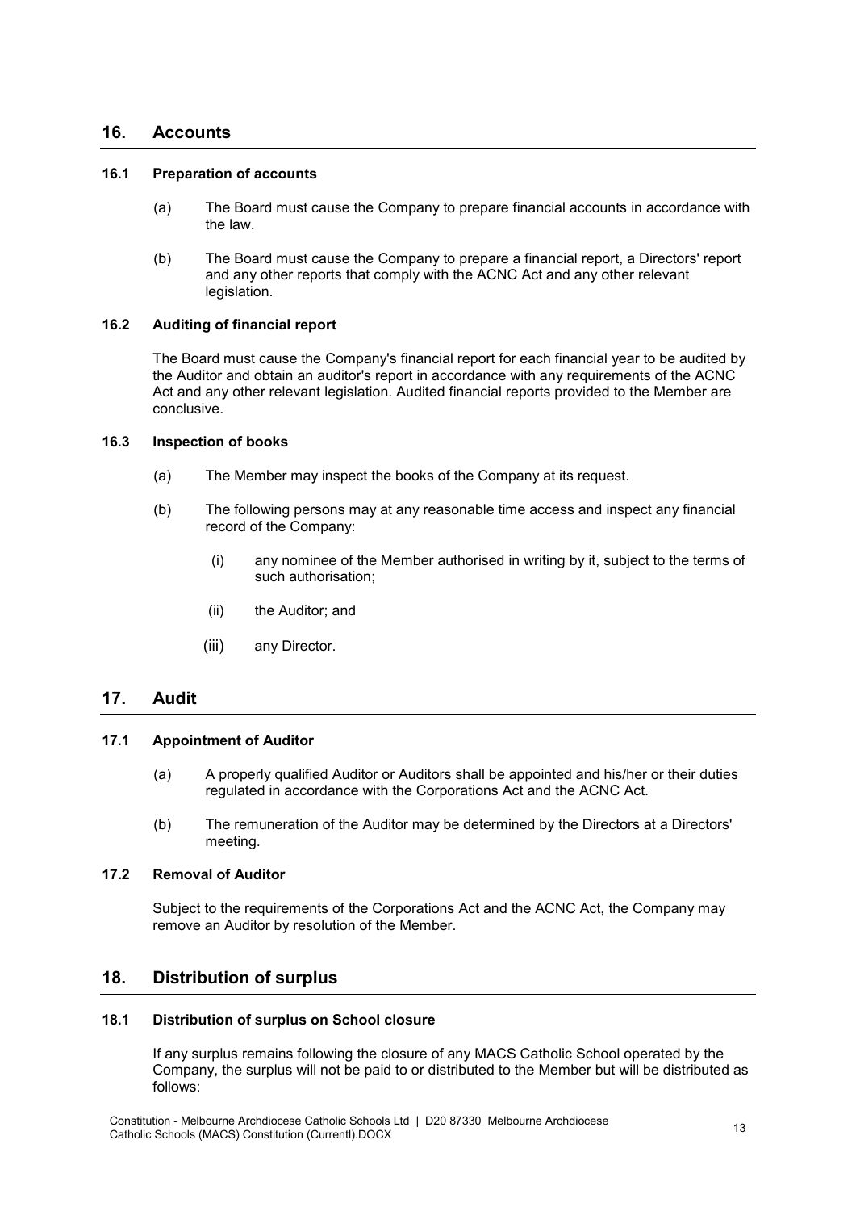## 16. Accounts

### 16.1 Preparation of accounts

(a) The Board must cause the Company to prepare financial accounts in accordance with the law.

(b) The Board must cause the Company to prepare a financial report, a Directors' report and any other reports that comply with the ACNC Act and any other relevant legislation.

### 16.2 Auditing of financial report

The Board must cause the Company's financial report for each financial year to be audited by the Auditor and obtain an auditor's report in accordance with any requirements of the ACNC Act and any other relevant legislation. Audited financial reports provided to the Member are conclusive.

### 16.3 Inspection of books

(a) The Member may inspect the books of the Company at its request.

(b) The following persons may at any reasonable time access and inspect any financial record of the Company:

(i) any nominee of the Member authorised in writing by it, subject to the terms of such authorisation;

(ii) the Auditor; and

(iii) any Director.

## 17. Audit

### 17.1 Appointment of Auditor

(a) A properly qualified Auditor or Auditors shall be appointed and his/her or their duties regulated in accordance with the Corporations Act and the ACNC Act.

(b) The remuneration of the Auditor may be determined by the Directors at a Directors' meeting.

### 17.2 Removal of Auditor

Subject to the requirements of the Corporations Act and the ACNC Act, the Company may remove an Auditor by resolution of the Member.

## 18. Distribution of surplus

### 18.1 Distribution of surplus on School closure

If any surplus remains following the closure of any MACS Catholic School operated by the Company, the surplus will not be paid to or distributed to the Member but will be distributed as follows: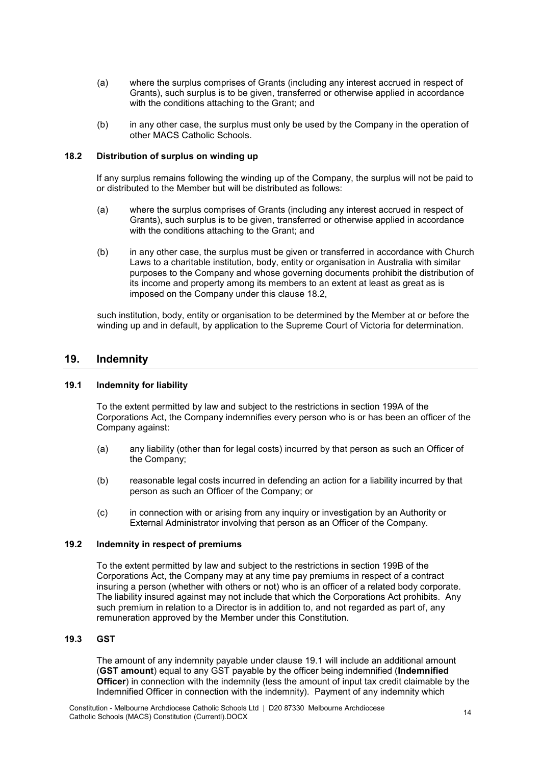(a) where the surplus comprises of Grants (including any interest accrued in respect of Grants), such surplus is to be given, transferred or otherwise applied in accordance with the conditions attaching to the Grant; and

(b) in any other case, the surplus must only be used by the Company in the operation of other MACS Catholic Schools.

### 18.2 Distribution of surplus on winding up

If any surplus remains following the winding up of the Company, the surplus will not be paid to or distributed to the Member but will be distributed as follows:

(a) where the surplus comprises of Grants (including any interest accrued in respect of Grants), such surplus is to be given, transferred or otherwise applied in accordance with the conditions attaching to the Grant; and

(b) in any other case, the surplus must be given or transferred in accordance with Church Laws to a charitable institution, body, entity or organisation in Australia with similar purposes to the Company and whose governing documents prohibit the distribution of its income and property among its members to an extent at least as great as is imposed on the Company under this clause 18.2,

such institution, body, entity or organisation to be determined by the Member at or before the winding up and in default, by application to the Supreme Court of Victoria for determination.

## 19. Indemnity

### 19.1 Indemnity for liability

To the extent permitted by law and subject to the restrictions in section 199A of the Corporations Act, the Company indemnifies every person who is or has been an officer of the Company against:

(a) any liability (other than for legal costs) incurred by that person as such an Officer of the Company;

(b) reasonable legal costs incurred in defending an action for a liability incurred by that person as such an Officer of the Company; or

(c) in connection with or arising from any inquiry or investigation by an Authority or External Administrator involving that person as an Officer of the Company.

### 19.2 Indemnity in respect of premiums

To the extent permitted by law and subject to the restrictions in section 199B of the Corporations Act, the Company may at any time pay premiums in respect of a contract insuring a person (whether with others or not) who is an officer of a related body corporate. The liability insured against may not include that which the Corporations Act prohibits. Any such premium in relation to a Director is in addition to, and not regarded as part of, any remuneration approved by the Member under this Constitution.

### 19.3 GST

The amount of any indemnity payable under clause 19.1 will include an additional amount (**GST amount**) equal to any GST payable by the officer being indemnified (**Indemnified Officer**) in connection with the indemnity (less the amount of input tax credit claimable by the Indemnified Officer in connection with the indemnity). Payment of any indemnity which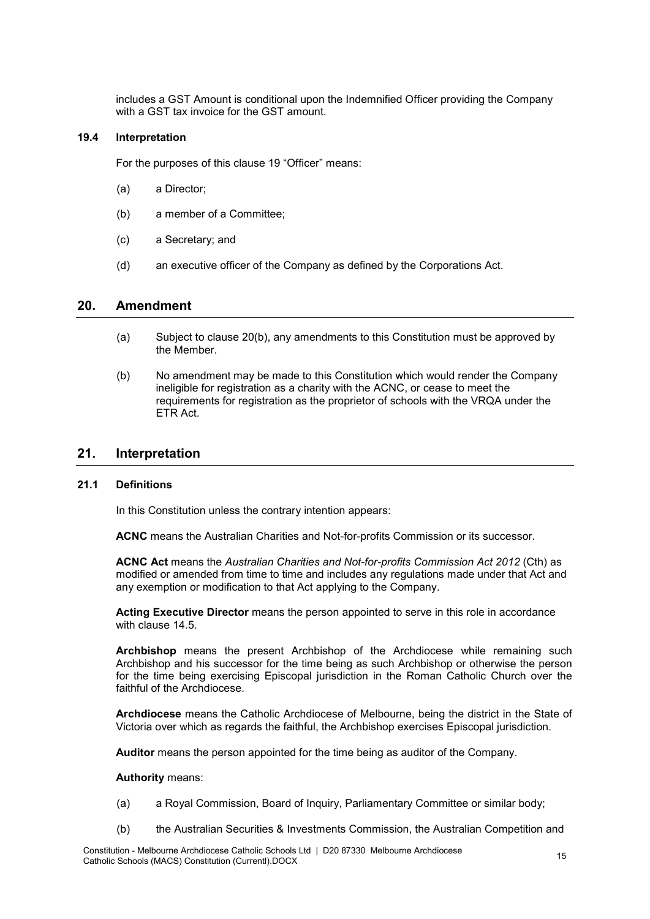includes a GST Amount is conditional upon the Indemnified Officer providing the Company with a GST tax invoice for the GST amount.

### 19.4 Interpretation

For the purposes of this clause 19 "Officer" means:

(a) a Director;

(b) a member of a Committee;

(c) a Secretary; and

(d) an executive officer of the Company as defined by the Corporations Act.

## 20. Amendment

(a) Subject to clause 20(b), any amendments to this Constitution must be approved by the Member.

(b) No amendment may be made to this Constitution which would render the Company ineligible for registration as a charity with the ACNC, or cease to meet the requirements for registration as the proprietor of schools with the VRQA under the ETR Act.

## 21. Interpretation

### 21.1 Definitions

In this Constitution unless the contrary intention appears:

**ACNC** means the Australian Charities and Not-for-profits Commission or its successor.

**ACNC Act** means the *Australian Charities and Not-for-profits Commission Act 2012* (Cth) as modified or amended from time to time and includes any regulations made under that Act and any exemption or modification to that Act applying to the Company.

**Acting Executive Director** means the person appointed to serve in this role in accordance with clause 14.5.

**Archbishop** means the present Archbishop of the Archdiocese while remaining such Archbishop and his successor for the time being as such Archbishop or otherwise the person for the time being exercising Episcopal jurisdiction in the Roman Catholic Church over the faithful of the Archdiocese.

**Archdiocese** means the Catholic Archdiocese of Melbourne, being the district in the State of Victoria over which as regards the faithful, the Archbishop exercises Episcopal jurisdiction.

**Auditor** means the person appointed for the time being as auditor of the Company.

**Authority** means:

(a) a Royal Commission, Board of Inquiry, Parliamentary Committee or similar body;

(b) the Australian Securities & Investments Commission, the Australian Competition and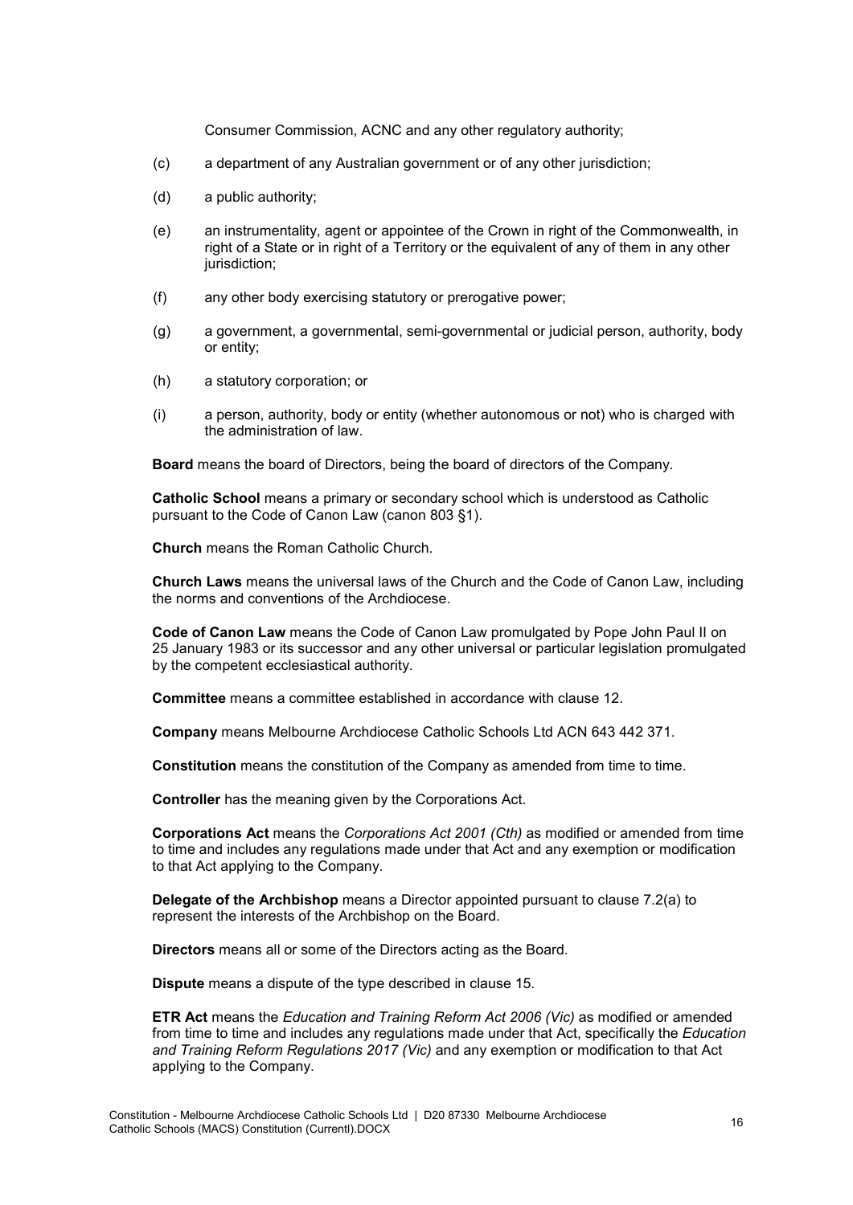Consumer Commission, ACNC and any other regulatory authority;

(c) a department of any Australian government or of any other jurisdiction;

(d) a public authority;

(e) an instrumentality, agent or appointee of the Crown in right of the Commonwealth, in right of a State or in right of a Territory or the equivalent of any of them in any other jurisdiction;

(f) any other body exercising statutory or prerogative power;

(g) a government, a governmental, semi-governmental or judicial person, authority, body or entity;

(h) a statutory corporation; or

(i) a person, authority, body or entity (whether autonomous or not) who is charged with the administration of law.

**Board** means the board of Directors, being the board of directors of the Company.

**Catholic School** means a primary or secondary school which is understood as Catholic pursuant to the Code of Canon Law (canon 803 §1).

**Church** means the Roman Catholic Church.

**Church Laws** means the universal laws of the Church and the Code of Canon Law, including the norms and conventions of the Archdiocese.

**Code of Canon Law** means the Code of Canon Law promulgated by Pope John Paul II on 25 January 1983 or its successor and any other universal or particular legislation promulgated by the competent ecclesiastical authority.

**Committee** means a committee established in accordance with clause 12.

**Company** means Melbourne Archdiocese Catholic Schools Ltd ACN 643 442 371.

**Constitution** means the constitution of the Company as amended from time to time.

**Controller** has the meaning given by the Corporations Act.

**Corporations Act** means the *Corporations Act 2001 (Cth)* as modified or amended from time to time and includes any regulations made under that Act and any exemption or modification to that Act applying to the Company.

**Delegate of the Archbishop** means a Director appointed pursuant to clause 7.2(a) to represent the interests of the Archbishop on the Board.

**Directors** means all or some of the Directors acting as the Board.

**Dispute** means a dispute of the type described in clause 15.

**ETR Act** means the *Education and Training Reform Act 2006 (Vic)* as modified or amended from time to time and includes any regulations made under that Act, specifically the *Education and Training Reform Regulations 2017 (Vic)* and any exemption or modification to that Act applying to the Company.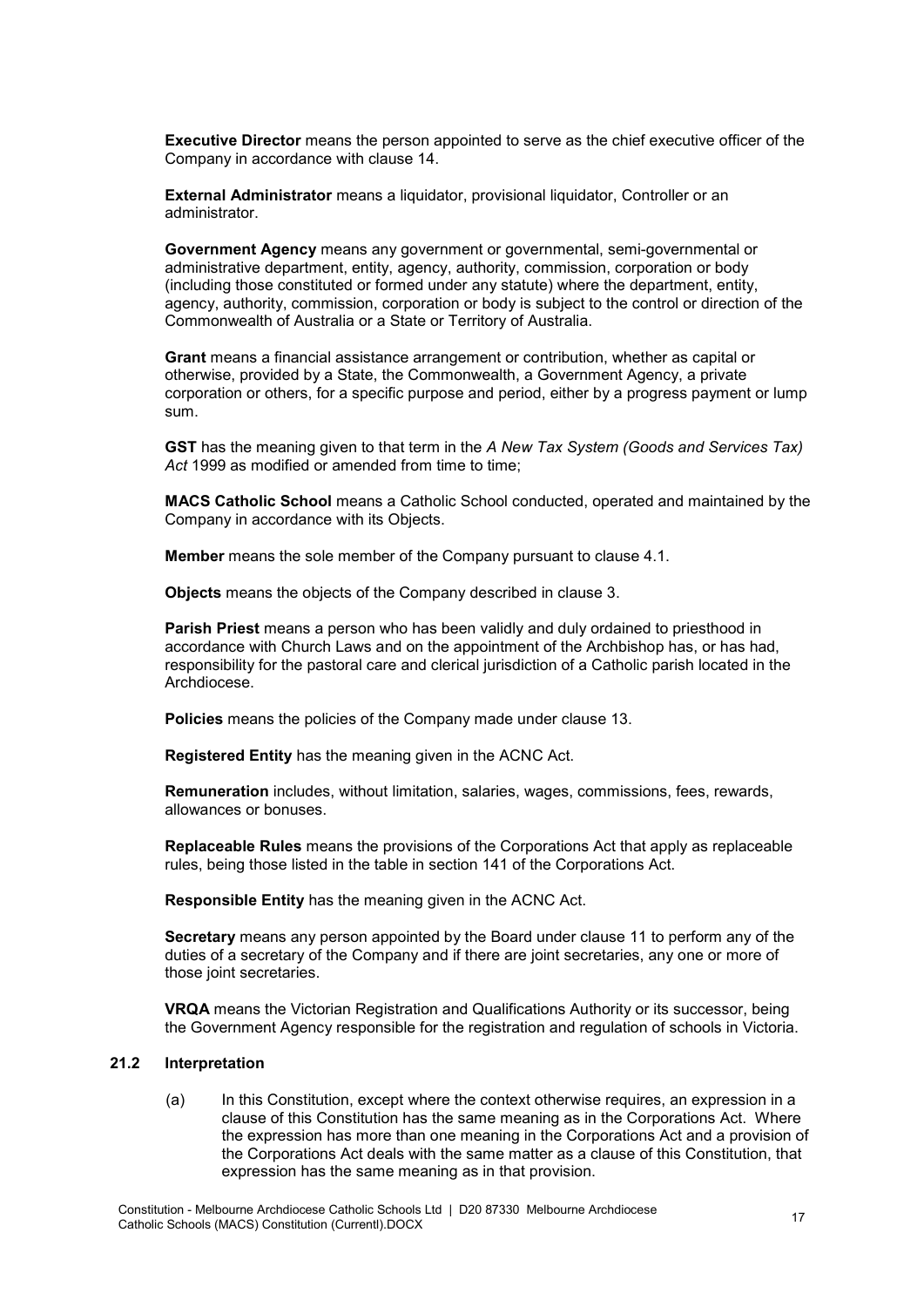**Executive Director** means the person appointed to serve as the chief executive officer of the Company in accordance with clause 14.

**External Administrator** means a liquidator, provisional liquidator, Controller or an administrator.

**Government Agency** means any government or governmental, semi-governmental or administrative department, entity, agency, authority, commission, corporation or body (including those constituted or formed under any statute) where the department, entity, agency, authority, commission, corporation or body is subject to the control or direction of the Commonwealth of Australia or a State or Territory of Australia.

**Grant** means a financial assistance arrangement or contribution, whether as capital or otherwise, provided by a State, the Commonwealth, a Government Agency, a private corporation or others, for a specific purpose and period, either by a progress payment or lump sum.

**GST** has the meaning given to that term in the *A New Tax System (Goods and Services Tax) Act* 1999 as modified or amended from time to time;

**MACS Catholic School** means a Catholic School conducted, operated and maintained by the Company in accordance with its Objects.

**Member** means the sole member of the Company pursuant to clause 4.1.

**Objects** means the objects of the Company described in clause 3.

**Parish Priest** means a person who has been validly and duly ordained to priesthood in accordance with Church Laws and on the appointment of the Archbishop has, or has had, responsibility for the pastoral care and clerical jurisdiction of a Catholic parish located in the Archdiocese.

**Policies** means the policies of the Company made under clause 13.

**Registered Entity** has the meaning given in the ACNC Act.

**Remuneration** includes, without limitation, salaries, wages, commissions, fees, rewards, allowances or bonuses.

**Replaceable Rules** means the provisions of the Corporations Act that apply as replaceable rules, being those listed in the table in section 141 of the Corporations Act.

**Responsible Entity** has the meaning given in the ACNC Act.

**Secretary** means any person appointed by the Board under clause 11 to perform any of the duties of a secretary of the Company and if there are joint secretaries, any one or more of those joint secretaries.

**VRQA** means the Victorian Registration and Qualifications Authority or its successor, being the Government Agency responsible for the registration and regulation of schools in Victoria.

### 21.2 Interpretation

(a) In this Constitution, except where the context otherwise requires, an expression in a clause of this Constitution has the same meaning as in the Corporations Act. Where the expression has more than one meaning in the Corporations Act and a provision of the Corporations Act deals with the same matter as a clause of this Constitution, that expression has the same meaning as in that provision.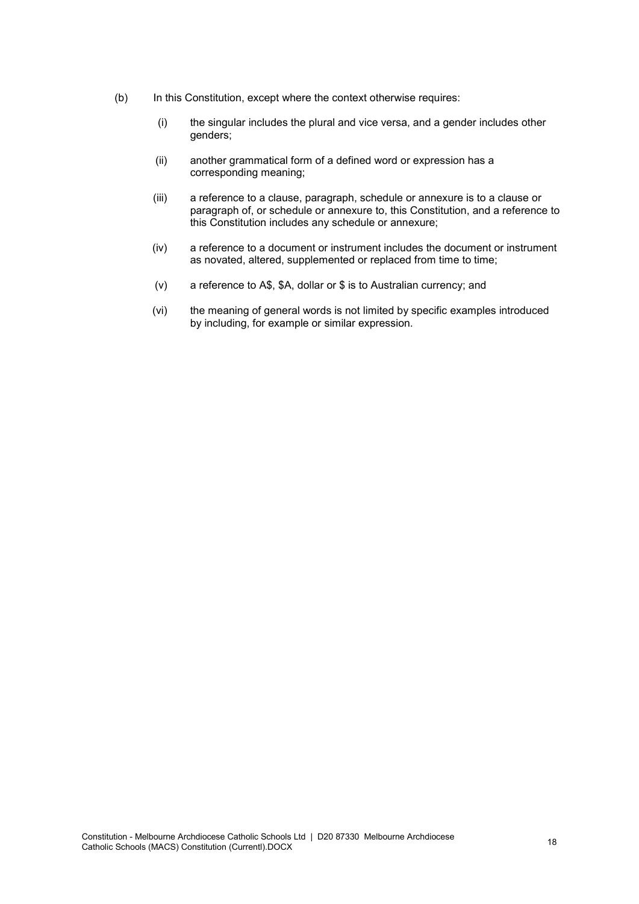(b) In this Constitution, except where the context otherwise requires:

   (i) the singular includes the plural and vice versa, and a gender includes other genders;

   (ii) another grammatical form of a defined word or expression has a corresponding meaning;

   (iii) a reference to a clause, paragraph, schedule or annexure is to a clause or paragraph of, or schedule or annexure to, this Constitution, and a reference to this Constitution includes any schedule or annexure;

   (iv) a reference to a document or instrument includes the document or instrument as novated, altered, supplemented or replaced from time to time;

   (v) a reference to A$, $A, dollar or $ is to Australian currency; and

   (vi) the meaning of general words is not limited by specific examples introduced by including, for example or similar expression.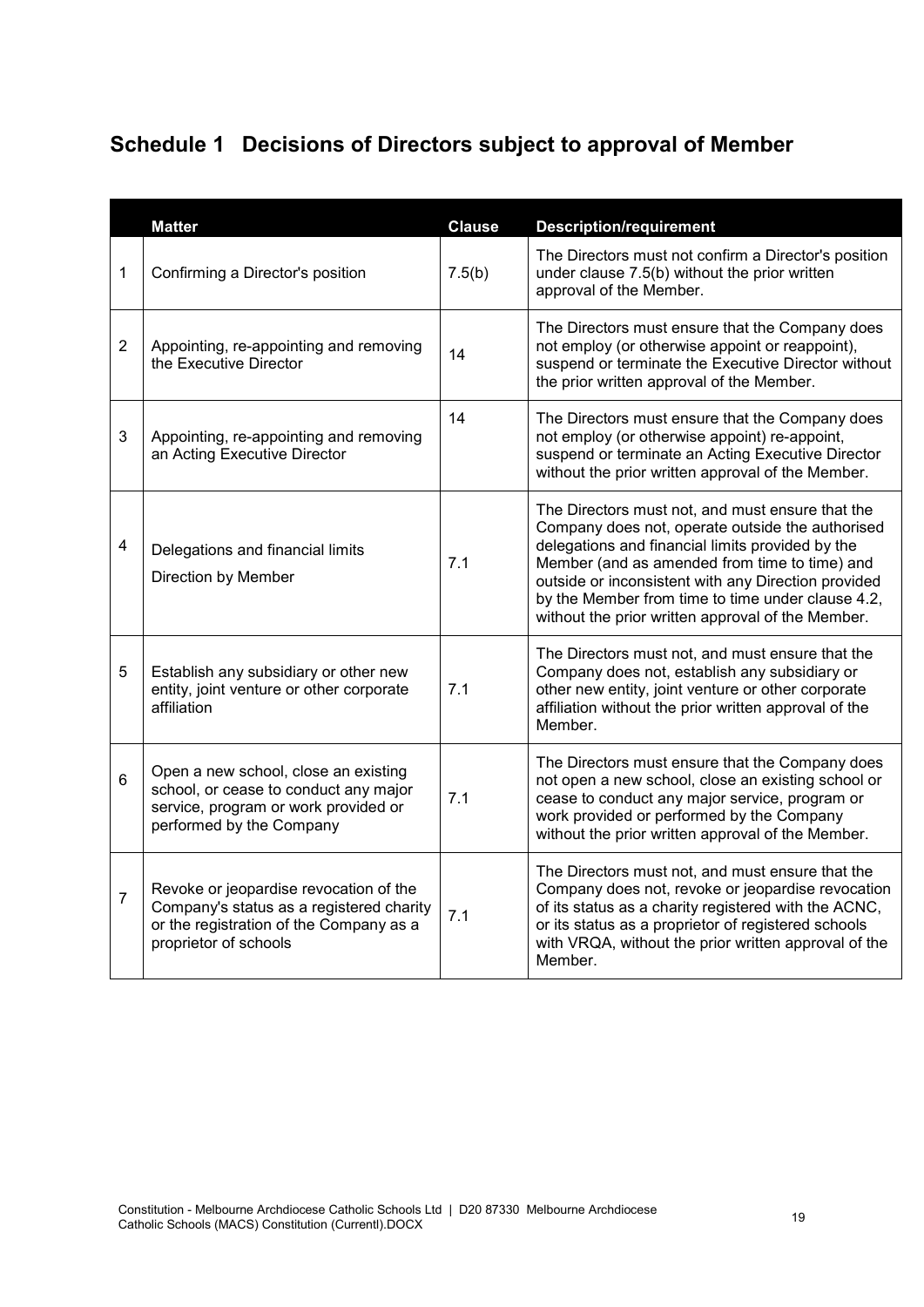# Schedule 1 Decisions of Directors subject to approval of Member

| | Matter | Clause | Description/requirement |
|---|---|---|---|
| 1 | Confirming a Director's position | 7.5(b) | The Directors must not confirm a Director's position under clause 7.5(b) without the prior written approval of the Member. |
| 2 | Appointing, re-appointing and removing the Executive Director | 14 | The Directors must ensure that the Company does not employ (or otherwise appoint or reappoint), suspend or terminate the Executive Director without the prior written approval of the Member. |
| 3 | Appointing, re-appointing and removing an Acting Executive Director | 14 | The Directors must ensure that the Company does not employ (or otherwise appoint) re-appoint, suspend or terminate an Acting Executive Director without the prior written approval of the Member. |
| 4 | Delegations and financial limits<br>Direction by Member | 7.1 | The Directors must not, and must ensure that the Company does not, operate outside the authorised delegations and financial limits provided by the Member (and as amended from time to time) and outside or inconsistent with any Direction provided by the Member from time to time under clause 4.2, without the prior written approval of the Member. |
| 5 | Establish any subsidiary or other new entity, joint venture or other corporate affiliation | 7.1 | The Directors must not, and must ensure that the Company does not, establish any subsidiary or other new entity, joint venture or other corporate affiliation without the prior written approval of the Member. |
| 6 | Open a new school, close an existing school, or cease to conduct any major service, program or work provided or performed by the Company | 7.1 | The Directors must ensure that the Company does not open a new school, close an existing school or cease to conduct any major service, program or work provided or performed by the Company without the prior written approval of the Member. |
| 7 | Revoke or jeopardise revocation of the Company's status as a registered charity or the registration of the Company as a proprietor of schools | 7.1 | The Directors must not, and must ensure that the Company does not, revoke or jeopardise revocation of its status as a charity registered with the ACNC, or its status as a proprietor of registered schools with VRQA, without the prior written approval of the Member. |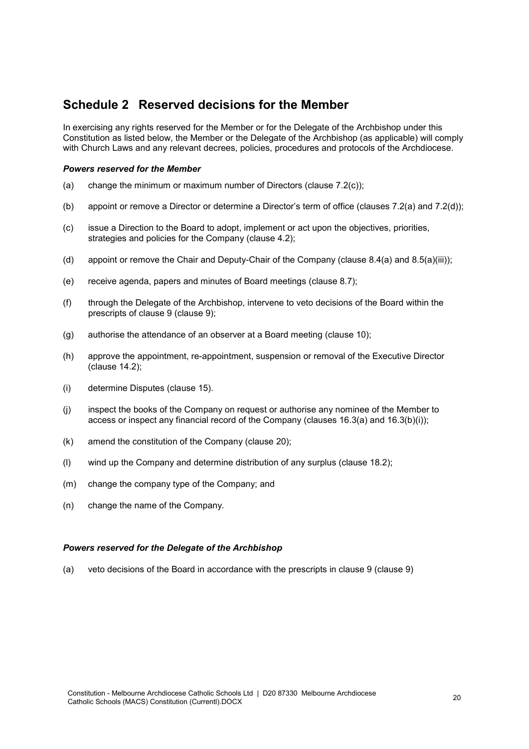## Schedule 2 Reserved decisions for the Member

In exercising any rights reserved for the Member or for the Delegate of the Archbishop under this Constitution as listed below, the Member or the Delegate of the Archbishop (as applicable) will comply with Church Laws and any relevant decrees, policies, procedures and protocols of the Archdiocese.

***Powers reserved for the Member***

(a) change the minimum or maximum number of Directors (clause 7.2(c));

(b) appoint or remove a Director or determine a Director's term of office (clauses 7.2(a) and 7.2(d));

(c) issue a Direction to the Board to adopt, implement or act upon the objectives, priorities, strategies and policies for the Company (clause 4.2);

(d) appoint or remove the Chair and Deputy-Chair of the Company (clause 8.4(a) and 8.5(a)(iii));

(e) receive agenda, papers and minutes of Board meetings (clause 8.7);

(f) through the Delegate of the Archbishop, intervene to veto decisions of the Board within the prescripts of clause 9 (clause 9);

(g) authorise the attendance of an observer at a Board meeting (clause 10);

(h) approve the appointment, re-appointment, suspension or removal of the Executive Director (clause 14.2);

(i) determine Disputes (clause 15).

(j) inspect the books of the Company on request or authorise any nominee of the Member to access or inspect any financial record of the Company (clauses 16.3(a) and 16.3(b)(i));

(k) amend the constitution of the Company (clause 20);

(l) wind up the Company and determine distribution of any surplus (clause 18.2);

(m) change the company type of the Company; and

(n) change the name of the Company.

***Powers reserved for the Delegate of the Archbishop***

(a) veto decisions of the Board in accordance with the prescripts in clause 9 (clause 9)